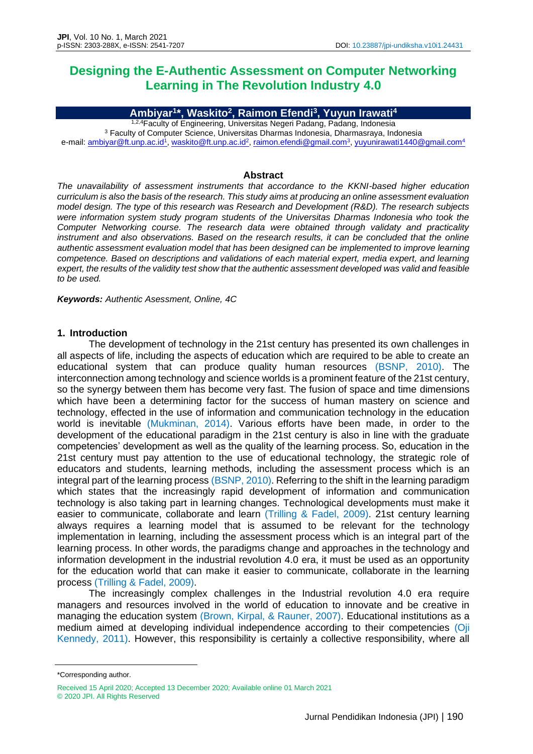# Designing the E-Authentic Assessment on Computer Networking Learning in The Revolution Industry 4.0

**Ambiyar[1]*, Waskito[2], Raimon Efendi[3], Yuyun Irawati[4]**

[1,2,4]Faculty of Engineering, Universitas Negeri Padang, Padang, Indonesia
[3] Faculty of Computer Science, Universitas Dharmas Indonesia, Dharmasraya, Indonesia
e-mail: ambiyar@ft.unp.ac.id[1], waskito@ft.unp.ac.id[2], raimon.efendi@gmail.com[3], yuyunirawati1440@gmail.com[4]

## Abstract

*The unavailability of assessment instruments that accordance to the KKNI-based higher education curriculum is also the basis of the research. This study aims at producing an online assessment evaluation model design. The type of this research was Research and Development (R&D). The research subjects were information system study program students of the Universitas Dharmas Indonesia who took the Computer Networking course. The research data were obtained through validaty and practicality instrument and also observations. Based on the research results, it can be concluded that the online authentic assessment evaluation model that has been designed can be implemented to improve learning competence. Based on descriptions and validations of each material expert, media expert, and learning expert, the results of the validity test show that the authentic assessment developed was valid and feasible to be used.*

***Keywords:** Authentic Asessment, Online, 4C*

## 1. Introduction

The development of technology in the 21st century has presented its own challenges in all aspects of life, including the aspects of education which are required to be able to create an educational system that can produce quality human resources (BSNP, 2010). The interconnection among technology and science worlds is a prominent feature of the 21st century, so the synergy between them has become very fast. The fusion of space and time dimensions which have been a determining factor for the success of human mastery on science and technology, effected in the use of information and communication technology in the education world is inevitable (Mukminan, 2014). Various efforts have been made, in order to the development of the educational paradigm in the 21st century is also in line with the graduate competencies' development as well as the quality of the learning process. So, education in the 21st century must pay attention to the use of educational technology, the strategic role of educators and students, learning methods, including the assessment process which is an integral part of the learning process (BSNP, 2010). Referring to the shift in the learning paradigm which states that the increasingly rapid development of information and communication technology is also taking part in learning changes. Technological developments must make it easier to communicate, collaborate and learn (Trilling & Fadel, 2009). 21st century learning always requires a learning model that is assumed to be relevant for the technology implementation in learning, including the assessment process which is an integral part of the learning process. In other words, the paradigms change and approaches in the technology and information development in the industrial revolution 4.0 era, it must be used as an opportunity for the education world that can make it easier to communicate, collaborate in the learning process (Trilling & Fadel, 2009).

The increasingly complex challenges in the Industrial revolution 4.0 era require managers and resources involved in the world of education to innovate and be creative in managing the education system (Brown, Kirpal, & Rauner, 2007). Educational institutions as a medium aimed at developing individual independence according to their competencies (Oji Kennedy, 2011). However, this responsibility is certainly a collective responsibility, where all

\*Corresponding author.

Received 15 April 2020; Accepted 13 December 2020; Available online 01 March 2021
© 2020 JPI. All Rights Reserved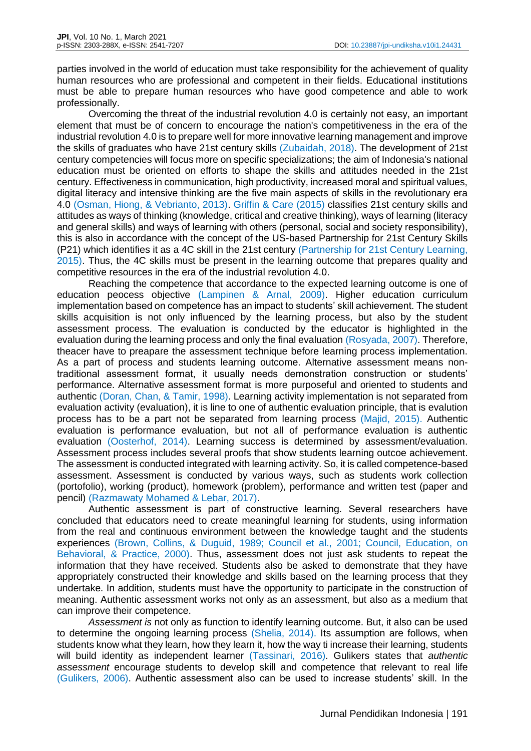parties involved in the world of education must take responsibility for the achievement of quality human resources who are professional and competent in their fields. Educational institutions must be able to prepare human resources who have good competence and able to work professionally.

Overcoming the threat of the industrial revolution 4.0 is certainly not easy, an important element that must be of concern to encourage the nation's competitiveness in the era of the industrial revolution 4.0 is to prepare well for more innovative learning management and improve the skills of graduates who have 21st century skills (Zubaidah, 2018). The development of 21st century competencies will focus more on specific specializations; the aim of Indonesia's national education must be oriented on efforts to shape the skills and attitudes needed in the 21st century. Effectiveness in communication, high productivity, increased moral and spiritual values, digital literacy and intensive thinking are the five main aspects of skills in the revolutionary era 4.0 (Osman, Hiong, & Vebrianto, 2013). Griffin & Care (2015) classifies 21st century skills and attitudes as ways of thinking (knowledge, critical and creative thinking), ways of learning (literacy and general skills) and ways of learning with others (personal, social and society responsibility), this is also in accordance with the concept of the US-based Partnership for 21st Century Skills (P21) which identifies it as a 4C skill in the 21st century (Partnership for 21st Century Learning, 2015). Thus, the 4C skills must be present in the learning outcome that prepares quality and competitive resources in the era of the industrial revolution 4.0.

Reaching the competence that accordance to the expected learning outcome is one of education peocess objective (Lampinen & Arnal, 2009). Higher education curriculum implementation based on competence has an impact to students' skill achievement. The student skills acquisition is not only influenced by the learning process, but also by the student assessment process. The evaluation is conducted by the educator is highlighted in the evaluation during the learning process and only the final evaluation (Rosyada, 2007). Therefore, theacer have to preapare the assessment technique before learning process implementation. As a part of process and students learning outcome. Alternative assessment means non-traditional assessment format, it usually needs demonstration construction or students' performance. Alternative assessment format is more purposeful and oriented to students and authentic (Doran, Chan, & Tamir, 1998). Learning activity implementation is not separated from evaluation activity (evaluation), it is line to one of authentic evaluation principle, that is evalution process has to be a part not be separated from learning process (Majid, 2015). Authentic evaluation is performance evaluation, but not all of performance evaluation is authentic evaluation (Oosterhof, 2014). Learning success is determined by assessment/evaluation. Assessment process includes several proofs that show students learning outcoe achievement. The assessment is conducted integrated with learning activity. So, it is called competence-based assessment. Assessment is conducted by various ways, such as students work collection (portofolio), working (product), homework (problem), performance and written test (paper and pencil) (Razmawaty Mohamed & Lebar, 2017).

Authentic assessment is part of constructive learning. Several researchers have concluded that educators need to create meaningful learning for students, using information from the real and continuous environment between the knowledge taught and the students experiences (Brown, Collins, & Duguid, 1989; Council et al., 2001; Council, Education, on Behavioral, & Practice, 2000). Thus, assessment does not just ask students to repeat the information that they have received. Students also be asked to demonstrate that they have appropriately constructed their knowledge and skills based on the learning process that they undertake. In addition, students must have the opportunity to participate in the construction of meaning. Authentic assessment works not only as an assessment, but also as a medium that can improve their competence.

*Assessment is* not only as function to identify learning outcome. But, it also can be used to determine the ongoing learning process (Shelia, 2014). Its assumption are follows, when students know what they learn, how they learn it, how the way ti increase their learning, students will build identity as independent learner (Tassinari, 2016). Gulikers states that *authentic assessment* encourage students to develop skill and competence that relevant to real life (Gulikers, 2006). Authentic assessment also can be used to increase students' skill. In the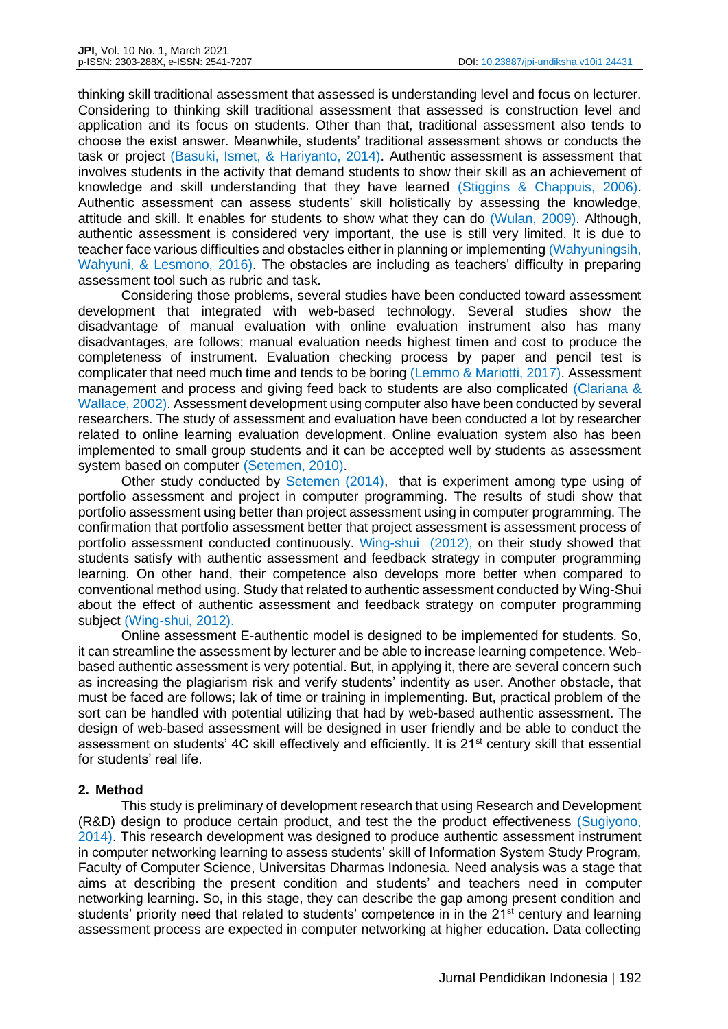thinking skill traditional assessment that assessed is understanding level and focus on lecturer. Considering to thinking skill traditional assessment that assessed is construction level and application and its focus on students. Other than that, traditional assessment also tends to choose the exist answer. Meanwhile, students' traditional assessment shows or conducts the task or project (Basuki, Ismet, & Hariyanto, 2014). Authentic assessment is assessment that involves students in the activity that demand students to show their skill as an achievement of knowledge and skill understanding that they have learned (Stiggins & Chappuis, 2006). Authentic assessment can assess students' skill holistically by assessing the knowledge, attitude and skill. It enables for students to show what they can do (Wulan, 2009). Although, authentic assessment is considered very important, the use is still very limited. It is due to teacher face various difficulties and obstacles either in planning or implementing (Wahyuningsih, Wahyuni, & Lesmono, 2016). The obstacles are including as teachers' difficulty in preparing assessment tool such as rubric and task.

Considering those problems, several studies have been conducted toward assessment development that integrated with web-based technology. Several studies show the disadvantage of manual evaluation with online evaluation instrument also has many disadvantages, are follows; manual evaluation needs highest timen and cost to produce the completeness of instrument. Evaluation checking process by paper and pencil test is complicater that need much time and tends to be boring (Lemmo & Mariotti, 2017). Assessment management and process and giving feed back to students are also complicated (Clariana & Wallace, 2002). Assessment development using computer also have been conducted by several researchers. The study of assessment and evaluation have been conducted a lot by researcher related to online learning evaluation development. Online evaluation system also has been implemented to small group students and it can be accepted well by students as assessment system based on computer (Setemen, 2010).

Other study conducted by Setemen (2014), that is experiment among type using of portfolio assessment and project in computer programming. The results of studi show that portfolio assessment using better than project assessment using in computer programming. The confirmation that portfolio assessment better that project assessment is assessment process of portfolio assessment conducted continuously. Wing-shui (2012), on their study showed that students satisfy with authentic assessment and feedback strategy in computer programming learning. On other hand, their competence also develops more better when compared to conventional method using. Study that related to authentic assessment conducted by Wing-Shui about the effect of authentic assessment and feedback strategy on computer programming subject (Wing-shui, 2012).

Online assessment E-authentic model is designed to be implemented for students. So, it can streamline the assessment by lecturer and be able to increase learning competence. Web-based authentic assessment is very potential. But, in applying it, there are several concern such as increasing the plagiarism risk and verify students' indentity as user. Another obstacle, that must be faced are follows; lak of time or training in implementing. But, practical problem of the sort can be handled with potential utilizing that had by web-based authentic assessment. The design of web-based assessment will be designed in user friendly and be able to conduct the assessment on students' 4C skill effectively and efficiently. It is 21st century skill that essential for students' real life.

## 2. Method

This study is preliminary of development research that using Research and Development (R&D) design to produce certain product, and test the the product effectiveness (Sugiyono, 2014). This research development was designed to produce authentic assessment instrument in computer networking learning to assess students' skill of Information System Study Program, Faculty of Computer Science, Universitas Dharmas Indonesia. Need analysis was a stage that aims at describing the present condition and students' and teachers need in computer networking learning. So, in this stage, they can describe the gap among present condition and students' priority need that related to students' competence in in the 21st century and learning assessment process are expected in computer networking at higher education. Data collecting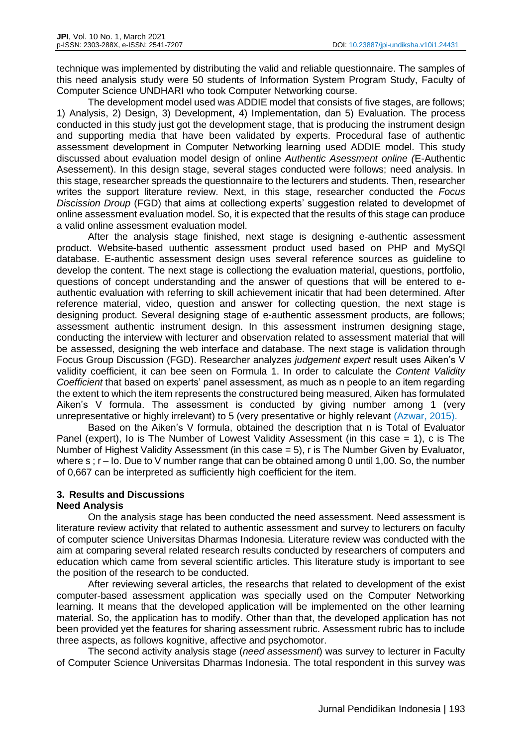technique was implemented by distributing the valid and reliable questionnaire. The samples of this need analysis study were 50 students of Information System Program Study, Faculty of Computer Science UNDHARI who took Computer Networking course.

The development model used was ADDIE model that consists of five stages, are follows; 1) Analysis, 2) Design, 3) Development, 4) Implementation, dan 5) Evaluation. The process conducted in this study just got the development stage, that is producing the instrument design and supporting media that have been validated by experts. Procedural fase of authentic assessment development in Computer Networking learning used ADDIE model. This study discussed about evaluation model design of online *Authentic Asessment online (*E-Authentic Asessement). In this design stage, several stages conducted were follows; need analysis. In this stage, researcher spreads the questionnaire to the lecturers and students. Then, researcher writes the support literature review. Next, in this stage, researcher conducted the *Focus Discission Droup* (FGD) that aims at collectiong experts' suggestion related to developmet of online assessment evaluation model. So, it is expected that the results of this stage can produce a valid online assessment evaluation model.

After the analysis stage finished, next stage is designing e-authentic assessment product. Website-based uuthentic assessment product used based on PHP and MySQl database. E-authentic assessment design uses several reference sources as guideline to develop the content. The next stage is collectiong the evaluation material, questions, portfolio, questions of concept understanding and the answer of questions that will be entered to e-authentic evaluation with referring to skill achievement inicatir that had been determined. After reference material, video, question and answer for collecting question, the next stage is designing product. Several designing stage of e-authentic assessment products, are follows; assessment authentic instrument design. In this assessment instrumen designing stage, conducting the interview with lecturer and observation related to assessment material that will be assessed, designing the web interface and database. The next stage is validation through Focus Group Discussion (FGD). Researcher analyzes *judgement expert* result uses Aiken's V validity coefficient, it can bee seen on Formula 1. In order to calculate the *Content Validity Coefficient* that based on experts' panel assessment, as much as n people to an item regarding the extent to which the item represents the constructured being measured, Aiken has formulated Aiken's V formula. The assessment is conducted by giving number among 1 (very unrepresentative or highly irrelevant) to 5 (very presentative or highly relevant (Azwar, 2015).

Based on the Aiken's V formula, obtained the description that n is Total of Evaluator Panel (expert), lo is The Number of Lowest Validity Assessment (in this case = 1), c is The Number of Highest Validity Assessment (in this case = 5), r is The Number Given by Evaluator, where s ; r – lo. Due to V number range that can be obtained among 0 until 1,00. So, the number of 0,667 can be interpreted as sufficiently high coefficient for the item.

## 3. Results and Discussions

### Need Analysis

On the analysis stage has been conducted the need assessment. Need assessment is literature review activity that related to authentic assessment and survey to lecturers on faculty of computer science Universitas Dharmas Indonesia. Literature review was conducted with the aim at comparing several related research results conducted by researchers of computers and education which came from several scientific articles. This literature study is important to see the position of the research to be conducted.

After reviewing several articles, the researchs that related to development of the exist computer-based assessment application was specially used on the Computer Networking learning. It means that the developed application will be implemented on the other learning material. So, the application has to modify. Other than that, the developed application has not been provided yet the features for sharing assessment rubric. Assessment rubric has to include three aspects, as follows kognitive, affective and psychomotor.

The second activity analysis stage (*need assessment*) was survey to lecturer in Faculty of Computer Science Universitas Dharmas Indonesia. The total respondent in this survey was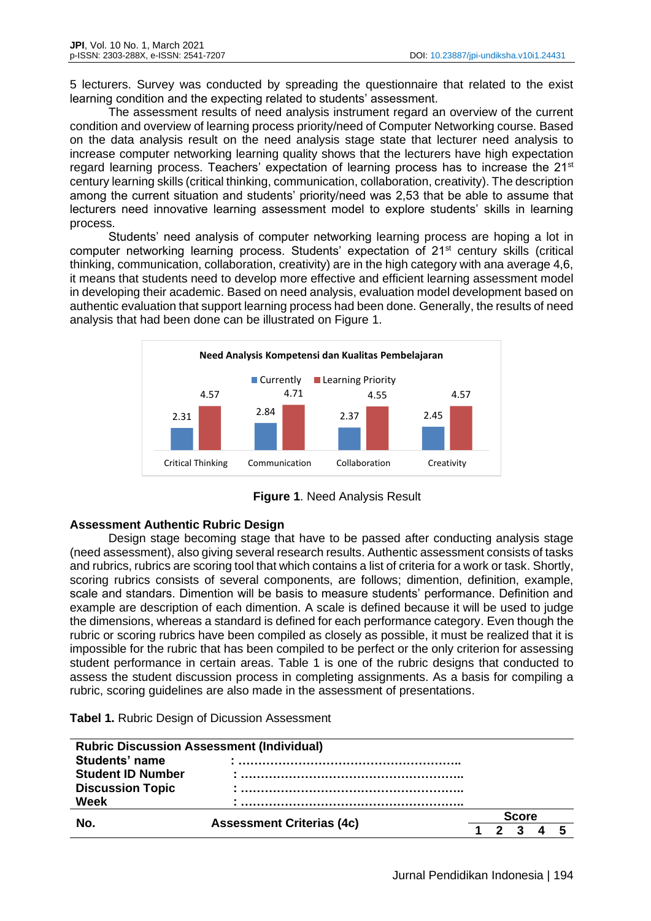5 lecturers. Survey was conducted by spreading the questionnaire that related to the exist learning condition and the expecting related to students' assessment.

The assessment results of need analysis instrument regard an overview of the current condition and overview of learning process priority/need of Computer Networking course. Based on the data analysis result on the need analysis stage state that lecturer need analysis to increase computer networking learning quality shows that the lecturers have high expectation regard learning process. Teachers' expectation of learning process has to increase the 21st century learning skills (critical thinking, communication, collaboration, creativity). The description among the current situation and students' priority/need was 2,53 that be able to assume that lecturers need innovative learning assessment model to explore students' skills in learning process.

Students' need analysis of computer networking learning process are hoping a lot in computer networking learning process. Students' expectation of 21st century skills (critical thinking, communication, collaboration, creativity) are in the high category with ana average 4,6, it means that students need to develop more effective and efficient learning assessment model in developing their academic. Based on need analysis, evaluation model development based on authentic evaluation that support learning process had been done. Generally, the results of need analysis that had been done can be illustrated on Figure 1.

**Need Analysis Kompetensi dan Kualitas Pembelajaran**

| | Critical Thinking | Communication | Collaboration | Creativity |
|---|---|---|---|---|
| Currently | 2.31 | 2.84 | 2.37 | 2.45 |
| Learning Priority | 4.57 | 4.71 | 4.55 | 4.57 |

**Figure 1**. Need Analysis Result

**Assessment Authentic Rubric Design**

Design stage becoming stage that have to be passed after conducting analysis stage (need assessment), also giving several research results. Authentic assessment consists of tasks and rubrics, rubrics are scoring tool that which contains a list of criteria for a work or task. Shortly, scoring rubrics consists of several components, are follows; dimention, definition, example, scale and standars. Dimention will be basis to measure students' performance. Definition and example are description of each dimention. A scale is defined because it will be used to judge the dimensions, whereas a standard is defined for each performance category. Even though the rubric or scoring rubrics have been compiled as closely as possible, it must be realized that it is impossible for the rubric that has been compiled to be perfect or the only criterion for assessing student performance in certain areas. Table 1 is one of the rubric designs that conducted to assess the student discussion process in completing assignments. As a basis for compiling a rubric, scoring guidelines are also made in the assessment of presentations.

**Tabel 1.** Rubric Design of Dicussion Assessment

**Rubric Discussion Assessment (Individual)**
**Students' name** : ………………………………………………..
**Student ID Number** : ………………………………………………..
**Discussion Topic** : ………………………………………………..
**Week** : ………………………………………………..

| No. | Assessment Criterias (4c) | Score | | | | |
|---|---|---|---|---|---|---|
| | | 1 | 2 | 3 | 4 | 5 |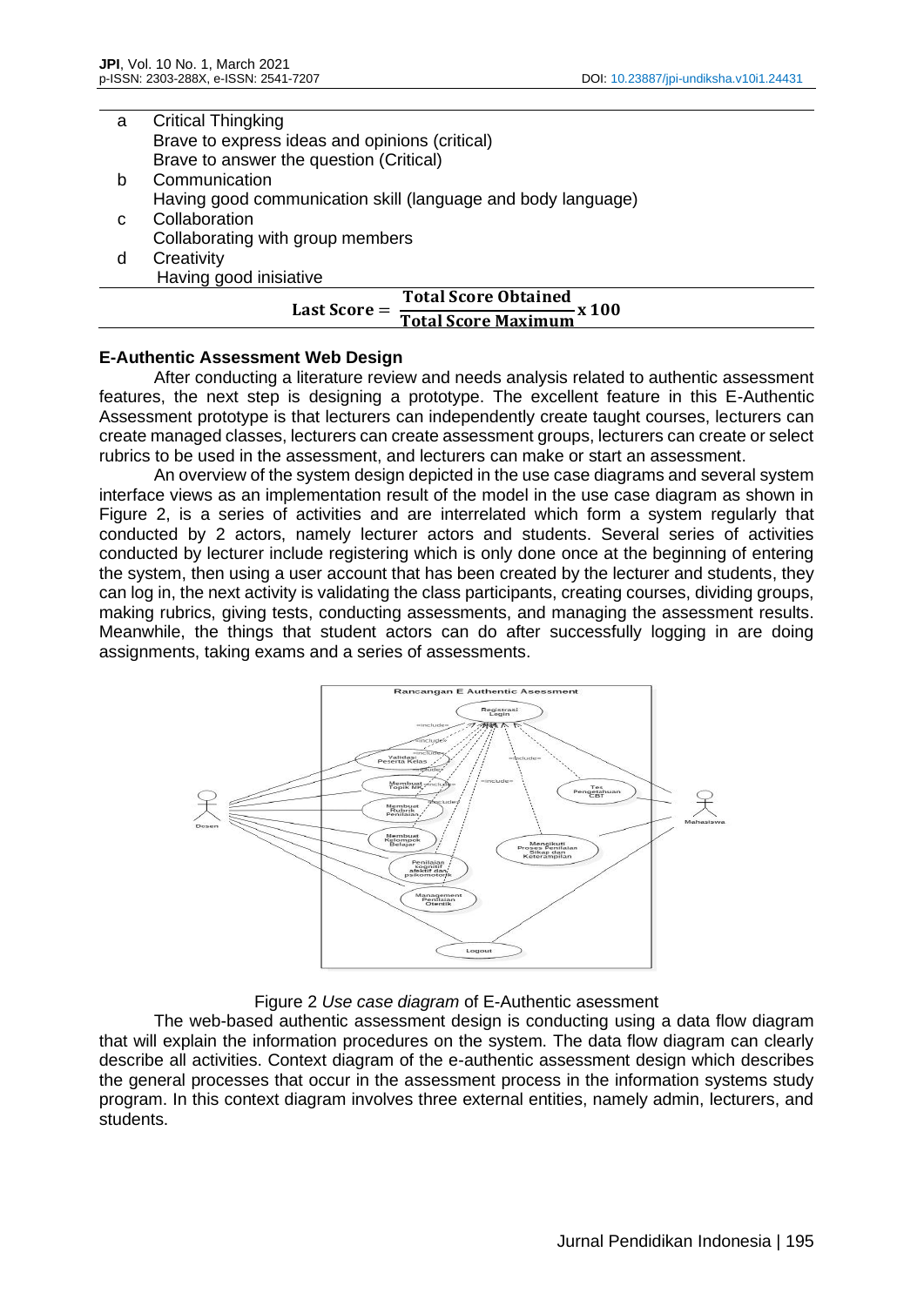| | |
|---|---|
| a | Critical Thingking |
| | Brave to express ideas and opinions (critical) |
| | Brave to answer the question (Critical) |
| b | Communication |
| | Having good communication skill (language and body language) |
| c | Collaboration |
| | Collaborating with group members |
| d | Creativity |
| | Having good inisiative |

$$\text{Last Score} = \frac{\textbf{Total Score Obtained}}{\textbf{Total Score Maximum}} \textbf{x 100}$$

### E-Authentic Assessment Web Design

After conducting a literature review and needs analysis related to authentic assessment features, the next step is designing a prototype. The excellent feature in this E-Authentic Assessment prototype is that lecturers can independently create taught courses, lecturers can create managed classes, lecturers can create assessment groups, lecturers can create or select rubrics to be used in the assessment, and lecturers can make or start an assessment.

An overview of the system design depicted in the use case diagrams and several system interface views as an implementation result of the model in the use case diagram as shown in Figure 2, is a series of activities and are interrelated which form a system regularly that conducted by 2 actors, namely lecturer actors and students. Several series of activities conducted by lecturer include registering which is only done once at the beginning of entering the system, then using a user account that has been created by the lecturer and students, they can log in, the next activity is validating the class participants, creating courses, dividing groups, making rubrics, giving tests, conducting assessments, and managing the assessment results. Meanwhile, the things that student actors can do after successfully logging in are doing assignments, taking exams and a series of assessments.

Figure 2 *Use case diagram* of E-Authentic asessment

The web-based authentic assessment design is conducting using a data flow diagram that will explain the information procedures on the system. The data flow diagram can clearly describe all activities. Context diagram of the e-authentic assessment design which describes the general processes that occur in the assessment process in the information systems study program. In this context diagram involves three external entities, namely admin, lecturers, and students.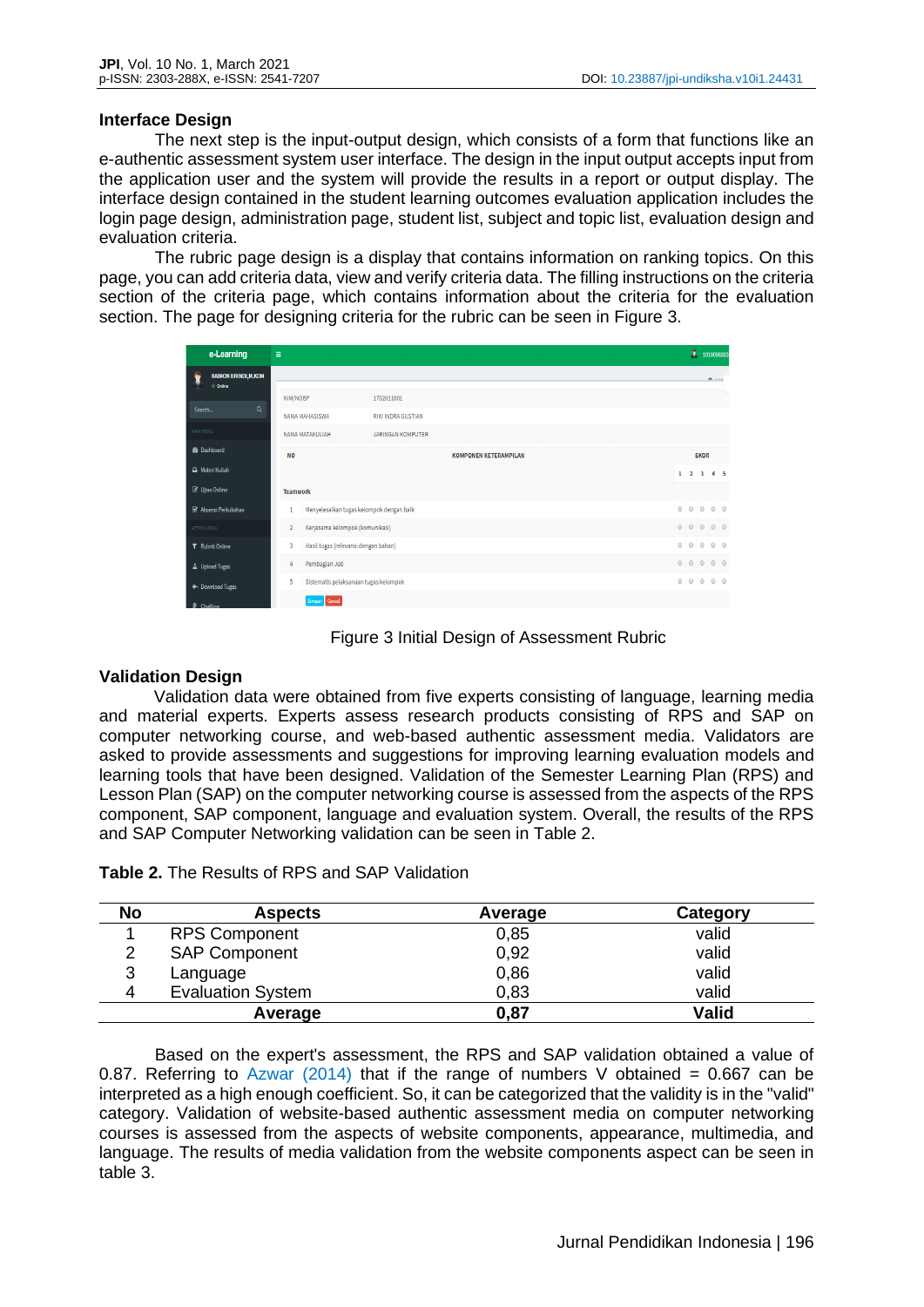## Interface Design

The next step is the input-output design, which consists of a form that functions like an e-authentic assessment system user interface. The design in the input output accepts input from the application user and the system will provide the results in a report or output display. The interface design contained in the student learning outcomes evaluation application includes the login page design, administration page, student list, subject and topic list, evaluation design and evaluation criteria.

The rubric page design is a display that contains information on ranking topics. On this page, you can add criteria data, view and verify criteria data. The filling instructions on the criteria section of the criteria page, which contains information about the criteria for the evaluation section. The page for designing criteria for the rubric can be seen in Figure 3.

Figure 3 Initial Design of Assessment Rubric

## Validation Design

Validation data were obtained from five experts consisting of language, learning media and material experts. Experts assess research products consisting of RPS and SAP on computer networking course, and web-based authentic assessment media. Validators are asked to provide assessments and suggestions for improving learning evaluation models and learning tools that have been designed. Validation of the Semester Learning Plan (RPS) and Lesson Plan (SAP) on the computer networking course is assessed from the aspects of the RPS component, SAP component, language and evaluation system. Overall, the results of the RPS and SAP Computer Networking validation can be seen in Table 2.

**Table 2.** The Results of RPS and SAP Validation

| No | Aspects | Average | Category |
|---|---|---|---|
| 1 | RPS Component | 0,85 | valid |
| 2 | SAP Component | 0,92 | valid |
| 3 | Language | 0,86 | valid |
| 4 | Evaluation System | 0,83 | valid |
| | **Average** | **0,87** | **Valid** |

Based on the expert's assessment, the RPS and SAP validation obtained a value of 0.87. Referring to Azwar (2014) that if the range of numbers V obtained = 0.667 can be interpreted as a high enough coefficient. So, it can be categorized that the validity is in the "valid" category. Validation of website-based authentic assessment media on computer networking courses is assessed from the aspects of website components, appearance, multimedia, and language. The results of media validation from the website components aspect can be seen in table 3.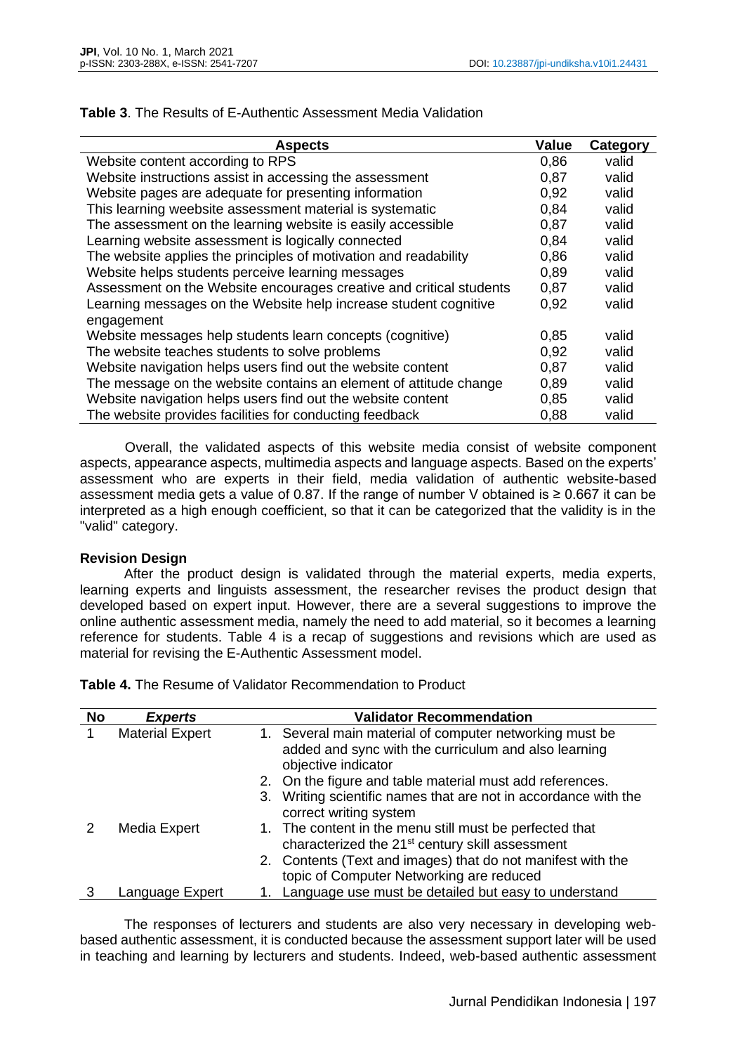**Table 3**. The Results of E-Authentic Assessment Media Validation

| Aspects | Value | Category |
|---|---|---|
| Website content according to RPS | 0,86 | valid |
| Website instructions assist in accessing the assessment | 0,87 | valid |
| Website pages are adequate for presenting information | 0,92 | valid |
| This learning weebsite assessment material is systematic | 0,84 | valid |
| The assessment on the learning website is easily accessible | 0,87 | valid |
| Learning website assessment is logically connected | 0,84 | valid |
| The website applies the principles of motivation and readability | 0,86 | valid |
| Website helps students perceive learning messages | 0,89 | valid |
| Assessment on the Website encourages creative and critical students | 0,87 | valid |
| Learning messages on the Website help increase student cognitive engagement | 0,92 | valid |
| Website messages help students learn concepts (cognitive) | 0,85 | valid |
| The website teaches students to solve problems | 0,92 | valid |
| Website navigation helps users find out the website content | 0,87 | valid |
| The message on the website contains an element of attitude change | 0,89 | valid |
| Website navigation helps users find out the website content | 0,85 | valid |
| The website provides facilities for conducting feedback | 0,88 | valid |

Overall, the validated aspects of this website media consist of website component aspects, appearance aspects, multimedia aspects and language aspects. Based on the experts' assessment who are experts in their field, media validation of authentic website-based assessment media gets a value of 0.87. If the range of number V obtained is ≥ 0.667 it can be interpreted as a high enough coefficient, so that it can be categorized that the validity is in the "valid" category.

**Revision Design**

After the product design is validated through the material experts, media experts, learning experts and linguists assessment, the researcher revises the product design that developed based on expert input. However, there are a several suggestions to improve the online authentic assessment media, namely the need to add material, so it becomes a learning reference for students. Table 4 is a recap of suggestions and revisions which are used as material for revising the E-Authentic Assessment model.

**Table 4.** The Resume of Validator Recommendation to Product

| No | *Experts* | Validator Recommendation |
|---|---|---|
| 1 | Material Expert | 1. Several main material of computer networking must be added and sync with the curriculum and also learning objective indicator<br>2. On the figure and table material must add references.<br>3. Writing scientific names that are not in accordance with the correct writing system |
| 2 | Media Expert | 1. The content in the menu still must be perfected that characterized the 21st century skill assessment<br>2. Contents (Text and images) that do not manifest with the topic of Computer Networking are reduced |
| 3 | Language Expert | 1. Language use must be detailed but easy to understand |

The responses of lecturers and students are also very necessary in developing web-based authentic assessment, it is conducted because the assessment support later will be used in teaching and learning by lecturers and students. Indeed, web-based authentic assessment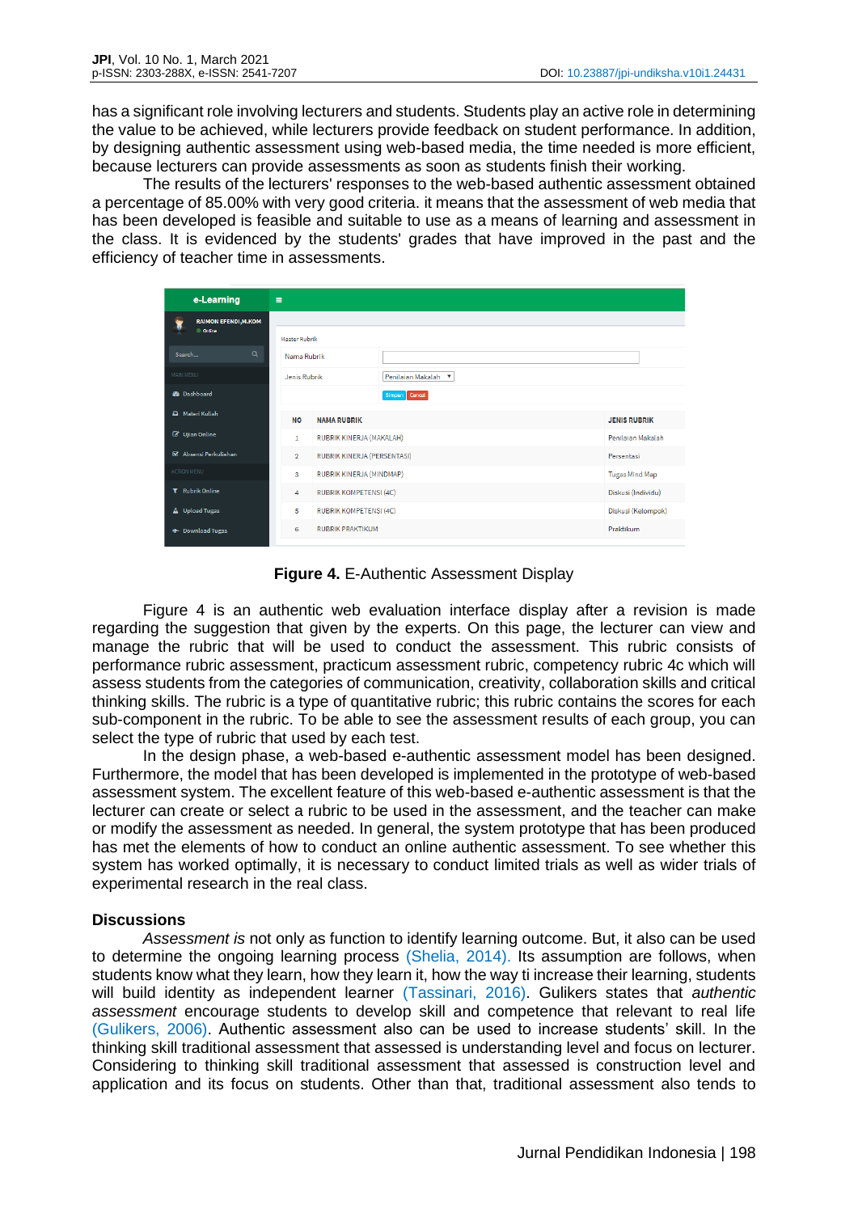has a significant role involving lecturers and students. Students play an active role in determining the value to be achieved, while lecturers provide feedback on student performance. In addition, by designing authentic assessment using web-based media, the time needed is more efficient, because lecturers can provide assessments as soon as students finish their working.

The results of the lecturers' responses to the web-based authentic assessment obtained a percentage of 85.00% with very good criteria. it means that the assessment of web media that has been developed is feasible and suitable to use as a means of learning and assessment in the class. It is evidenced by the students' grades that have improved in the past and the efficiency of teacher time in assessments.

**Figure 4.** E-Authentic Assessment Display

Figure 4 is an authentic web evaluation interface display after a revision is made regarding the suggestion that given by the experts. On this page, the lecturer can view and manage the rubric that will be used to conduct the assessment. This rubric consists of performance rubric assessment, practicum assessment rubric, competency rubric 4c which will assess students from the categories of communication, creativity, collaboration skills and critical thinking skills. The rubric is a type of quantitative rubric; this rubric contains the scores for each sub-component in the rubric. To be able to see the assessment results of each group, you can select the type of rubric that used by each test.

In the design phase, a web-based e-authentic assessment model has been designed. Furthermore, the model that has been developed is implemented in the prototype of web-based assessment system. The excellent feature of this web-based e-authentic assessment is that the lecturer can create or select a rubric to be used in the assessment, and the teacher can make or modify the assessment as needed. In general, the system prototype that has been produced has met the elements of how to conduct an online authentic assessment. To see whether this system has worked optimally, it is necessary to conduct limited trials as well as wider trials of experimental research in the real class.

## Discussions

*Assessment is* not only as function to identify learning outcome. But, it also can be used to determine the ongoing learning process (Shelia, 2014). Its assumption are follows, when students know what they learn, how they learn it, how the way ti increase their learning, students will build identity as independent learner (Tassinari, 2016). Gulikers states that *authentic assessment* encourage students to develop skill and competence that relevant to real life (Gulikers, 2006). Authentic assessment also can be used to increase students' skill. In the thinking skill traditional assessment that assessed is understanding level and focus on lecturer. Considering to thinking skill traditional assessment that assessed is construction level and application and its focus on students. Other than that, traditional assessment also tends to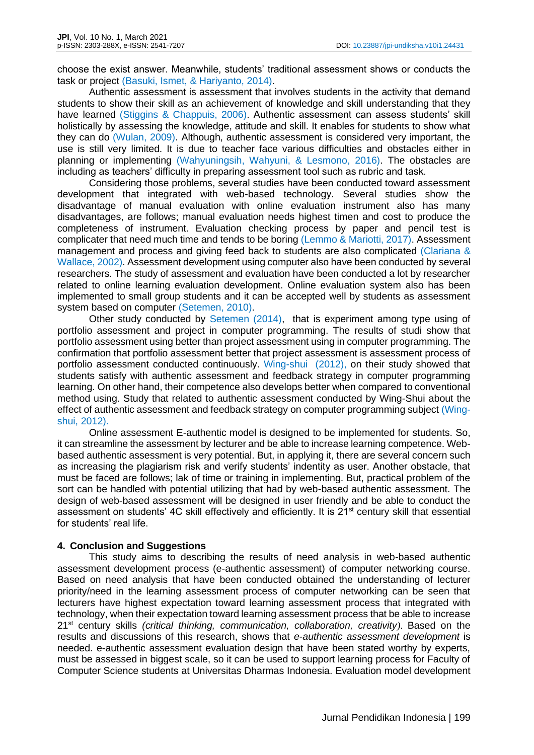choose the exist answer. Meanwhile, students' traditional assessment shows or conducts the task or project (Basuki, Ismet, & Hariyanto, 2014).

Authentic assessment is assessment that involves students in the activity that demand students to show their skill as an achievement of knowledge and skill understanding that they have learned (Stiggins & Chappuis, 2006). Authentic assessment can assess students' skill holistically by assessing the knowledge, attitude and skill. It enables for students to show what they can do (Wulan, 2009). Although, authentic assessment is considered very important, the use is still very limited. It is due to teacher face various difficulties and obstacles either in planning or implementing (Wahyuningsih, Wahyuni, & Lesmono, 2016). The obstacles are including as teachers' difficulty in preparing assessment tool such as rubric and task.

Considering those problems, several studies have been conducted toward assessment development that integrated with web-based technology. Several studies show the disadvantage of manual evaluation with online evaluation instrument also has many disadvantages, are follows; manual evaluation needs highest timen and cost to produce the completeness of instrument. Evaluation checking process by paper and pencil test is complicater that need much time and tends to be boring (Lemmo & Mariotti, 2017). Assessment management and process and giving feed back to students are also complicated (Clariana & Wallace, 2002). Assessment development using computer also have been conducted by several researchers. The study of assessment and evaluation have been conducted a lot by researcher related to online learning evaluation development. Online evaluation system also has been implemented to small group students and it can be accepted well by students as assessment system based on computer (Setemen, 2010).

Other study conducted by Setemen (2014), that is experiment among type using of portfolio assessment and project in computer programming. The results of studi show that portfolio assessment using better than project assessment using in computer programming. The confirmation that portfolio assessment better that project assessment is assessment process of portfolio assessment conducted continuously. Wing-shui (2012), on their study showed that students satisfy with authentic assessment and feedback strategy in computer programming learning. On other hand, their competence also develops better when compared to conventional method using. Study that related to authentic assessment conducted by Wing-Shui about the effect of authentic assessment and feedback strategy on computer programming subject (Wing-shui, 2012).

Online assessment E-authentic model is designed to be implemented for students. So, it can streamline the assessment by lecturer and be able to increase learning competence. Web-based authentic assessment is very potential. But, in applying it, there are several concern such as increasing the plagiarism risk and verify students' indentity as user. Another obstacle, that must be faced are follows; lak of time or training in implementing. But, practical problem of the sort can be handled with potential utilizing that had by web-based authentic assessment. The design of web-based assessment will be designed in user friendly and be able to conduct the assessment on students' 4C skill effectively and efficiently. It is 21st century skill that essential for students' real life.

## 4. Conclusion and Suggestions

This study aims to describing the results of need analysis in web-based authentic assessment development process (e-authentic assessment) of computer networking course. Based on need analysis that have been conducted obtained the understanding of lecturer priority/need in the learning assessment process of computer networking can be seen that lecturers have highest expectation toward learning assessment process that integrated with technology, when their expectation toward learning assessment process that be able to increase 21st century skills *(critical thinking, communication, collaboration, creativity)*. Based on the results and discussions of this research, shows that *e-authentic assessment development* is needed. e-authentic assessment evaluation design that have been stated worthy by experts, must be assessed in biggest scale, so it can be used to support learning process for Faculty of Computer Science students at Universitas Dharmas Indonesia. Evaluation model development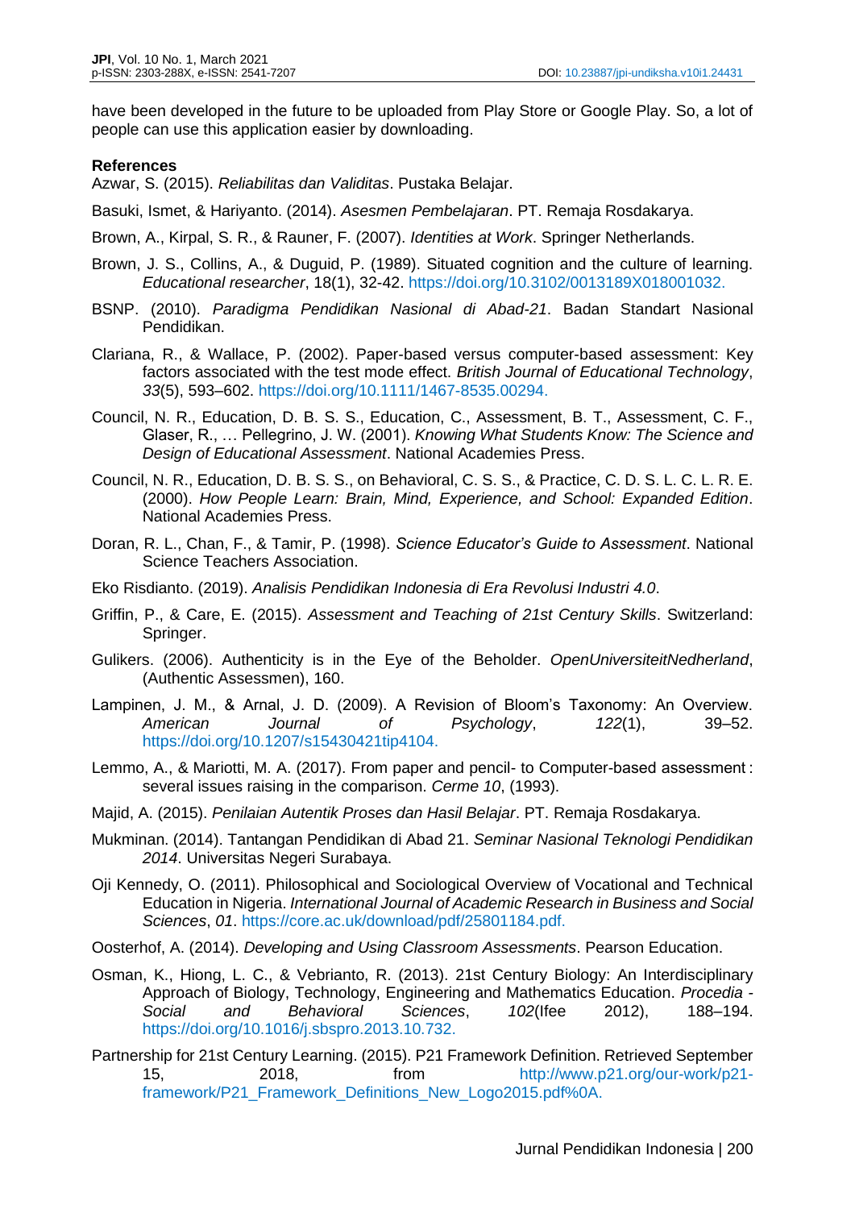have been developed in the future to be uploaded from Play Store or Google Play. So, a lot of people can use this application easier by downloading.

**References**

Azwar, S. (2015). *Reliabilitas dan Validitas*. Pustaka Belajar.

Basuki, Ismet, & Hariyanto. (2014). *Asesmen Pembelajaran*. PT. Remaja Rosdakarya.

Brown, A., Kirpal, S. R., & Rauner, F. (2007). *Identities at Work*. Springer Netherlands.

Brown, J. S., Collins, A., & Duguid, P. (1989). Situated cognition and the culture of learning. *Educational researcher*, 18(1), 32-42. https://doi.org/10.3102/0013189X018001032.

BSNP. (2010). *Paradigma Pendidikan Nasional di Abad-21*. Badan Standart Nasional Pendidikan.

Clariana, R., & Wallace, P. (2002). Paper-based versus computer-based assessment: Key factors associated with the test mode effect. *British Journal of Educational Technology*, *33*(5), 593–602. https://doi.org/10.1111/1467-8535.00294.

Council, N. R., Education, D. B. S. S., Education, C., Assessment, B. T., Assessment, C. F., Glaser, R., … Pellegrino, J. W. (2001). *Knowing What Students Know: The Science and Design of Educational Assessment*. National Academies Press.

Council, N. R., Education, D. B. S. S., on Behavioral, C. S. S., & Practice, C. D. S. L. C. L. R. E. (2000). *How People Learn: Brain, Mind, Experience, and School: Expanded Edition*. National Academies Press.

Doran, R. L., Chan, F., & Tamir, P. (1998). *Science Educator's Guide to Assessment*. National Science Teachers Association.

Eko Risdianto. (2019). *Analisis Pendidikan Indonesia di Era Revolusi Industri 4.0*.

Griffin, P., & Care, E. (2015). *Assessment and Teaching of 21st Century Skills*. Switzerland: Springer.

Gulikers. (2006). Authenticity is in the Eye of the Beholder. *OpenUniversiteitNedherland*, (Authentic Assessmen), 160.

Lampinen, J. M., & Arnal, J. D. (2009). A Revision of Bloom's Taxonomy: An Overview. *American Journal of Psychology*, *122*(1), 39–52. https://doi.org/10.1207/s15430421tip4104.

Lemmo, A., & Mariotti, M. A. (2017). From paper and pencil- to Computer-based assessment : several issues raising in the comparison. *Cerme 10*, (1993).

Majid, A. (2015). *Penilaian Autentik Proses dan Hasil Belajar*. PT. Remaja Rosdakarya.

Mukminan. (2014). Tantangan Pendidikan di Abad 21. *Seminar Nasional Teknologi Pendidikan 2014*. Universitas Negeri Surabaya.

Oji Kennedy, O. (2011). Philosophical and Sociological Overview of Vocational and Technical Education in Nigeria. *International Journal of Academic Research in Business and Social Sciences*, *01*. https://core.ac.uk/download/pdf/25801184.pdf.

Oosterhof, A. (2014). *Developing and Using Classroom Assessments*. Pearson Education.

Osman, K., Hiong, L. C., & Vebrianto, R. (2013). 21st Century Biology: An Interdisciplinary Approach of Biology, Technology, Engineering and Mathematics Education. *Procedia - Social and Behavioral Sciences*, *102*(Ifee 2012), 188–194. https://doi.org/10.1016/j.sbspro.2013.10.732.

Partnership for 21st Century Learning. (2015). P21 Framework Definition. Retrieved September 15, 2018, from http://www.p21.org/our-work/p21-framework/P21_Framework_Definitions_New_Logo2015.pdf%0A.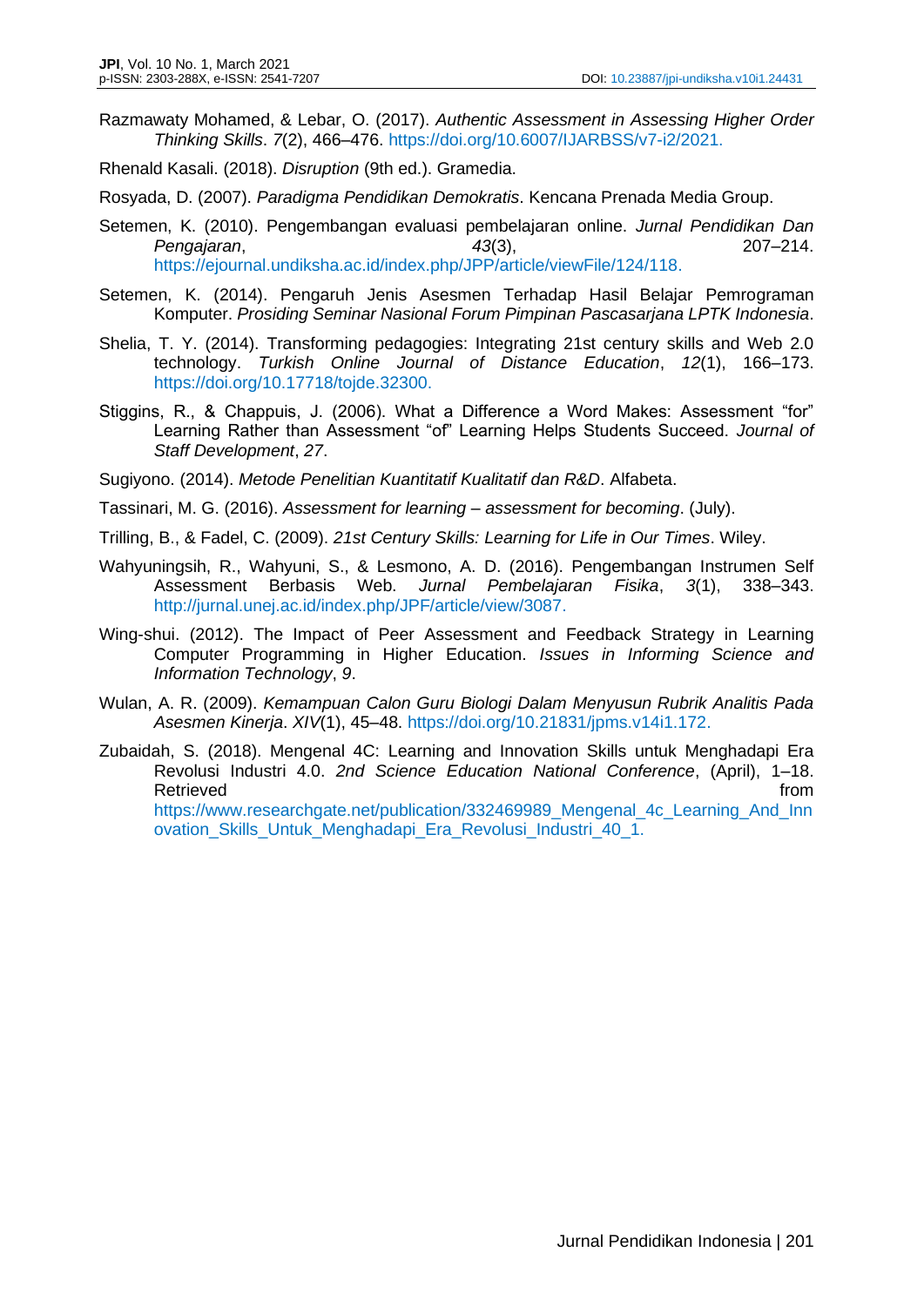Razmawaty Mohamed, & Lebar, O. (2017). *Authentic Assessment in Assessing Higher Order Thinking Skills*. *7*(2), 466–476. https://doi.org/10.6007/IJARBSS/v7-i2/2021.

Rhenald Kasali. (2018). *Disruption* (9th ed.). Gramedia.

Rosyada, D. (2007). *Paradigma Pendidikan Demokratis*. Kencana Prenada Media Group.

Setemen, K. (2010). Pengembangan evaluasi pembelajaran online. *Jurnal Pendidikan Dan Pengajaran*, *43*(3), 207–214. https://ejournal.undiksha.ac.id/index.php/JPP/article/viewFile/124/118.

Setemen, K. (2014). Pengaruh Jenis Asesmen Terhadap Hasil Belajar Pemrograman Komputer. *Prosiding Seminar Nasional Forum Pimpinan Pascasarjana LPTK Indonesia*.

Shelia, T. Y. (2014). Transforming pedagogies: Integrating 21st century skills and Web 2.0 technology. *Turkish Online Journal of Distance Education*, *12*(1), 166–173. https://doi.org/10.17718/tojde.32300.

Stiggins, R., & Chappuis, J. (2006). What a Difference a Word Makes: Assessment "for" Learning Rather than Assessment "of" Learning Helps Students Succeed. *Journal of Staff Development*, *27*.

Sugiyono. (2014). *Metode Penelitian Kuantitatif Kualitatif dan R&D*. Alfabeta.

Tassinari, M. G. (2016). *Assessment for learning – assessment for becoming*. (July).

Trilling, B., & Fadel, C. (2009). *21st Century Skills: Learning for Life in Our Times*. Wiley.

Wahyuningsih, R., Wahyuni, S., & Lesmono, A. D. (2016). Pengembangan Instrumen Self Assessment Berbasis Web. *Jurnal Pembelajaran Fisika*, *3*(1), 338–343. http://jurnal.unej.ac.id/index.php/JPF/article/view/3087.

Wing-shui. (2012). The Impact of Peer Assessment and Feedback Strategy in Learning Computer Programming in Higher Education. *Issues in Informing Science and Information Technology*, *9*.

Wulan, A. R. (2009). *Kemampuan Calon Guru Biologi Dalam Menyusun Rubrik Analitis Pada Asesmen Kinerja*. *XIV*(1), 45–48. https://doi.org/10.21831/jpms.v14i1.172.

Zubaidah, S. (2018). Mengenal 4C: Learning and Innovation Skills untuk Menghadapi Era Revolusi Industri 4.0. *2nd Science Education National Conference*, (April), 1–18. Retrieved from https://www.researchgate.net/publication/332469989_Mengenal_4c_Learning_And_Innovation_Skills_Untuk_Menghadapi_Era_Revolusi_Industri_40_1.